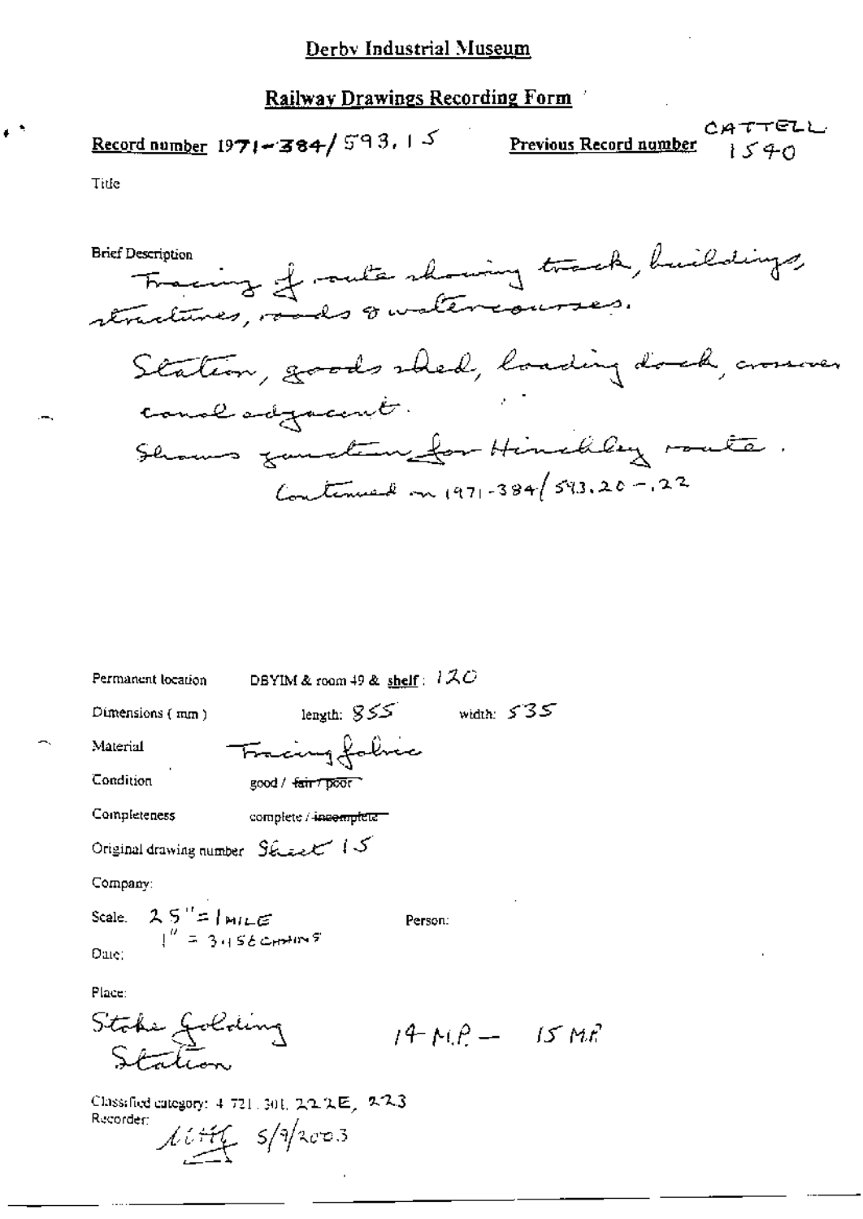# Derby Industrial Museum

## Railway Drawings Recording Form

**Record number** 1971-384/593.15 **Previous Record number** CATTELL 1540

Title

Brief Description
Tracing of route showing track, buildings, structures, roads & watercourses.
Station, goods shed, loading dock, crossover, canal adjacent.
Shows junction for Hinckley route.
Continued on 1971-384/593.20-.22

Permanent location DBYIM & room 49 & shelf: 120

Dimensions (mm) length: 855 width: 535

Material Tracing fabric

Condition good / ~~fair / poor~~

Completeness complete / ~~incomplete~~

Original drawing number Sheet 15

Company:

Scale. 25" = 1 MILE
1" = 3.156 CHAINS

Person:

Date:

Place:
Stoke Golding Station 14 M.P. — 15 M.P.

Classified category: 4.721.301, 222E, 223

Recorder: [signature] 5/9/2003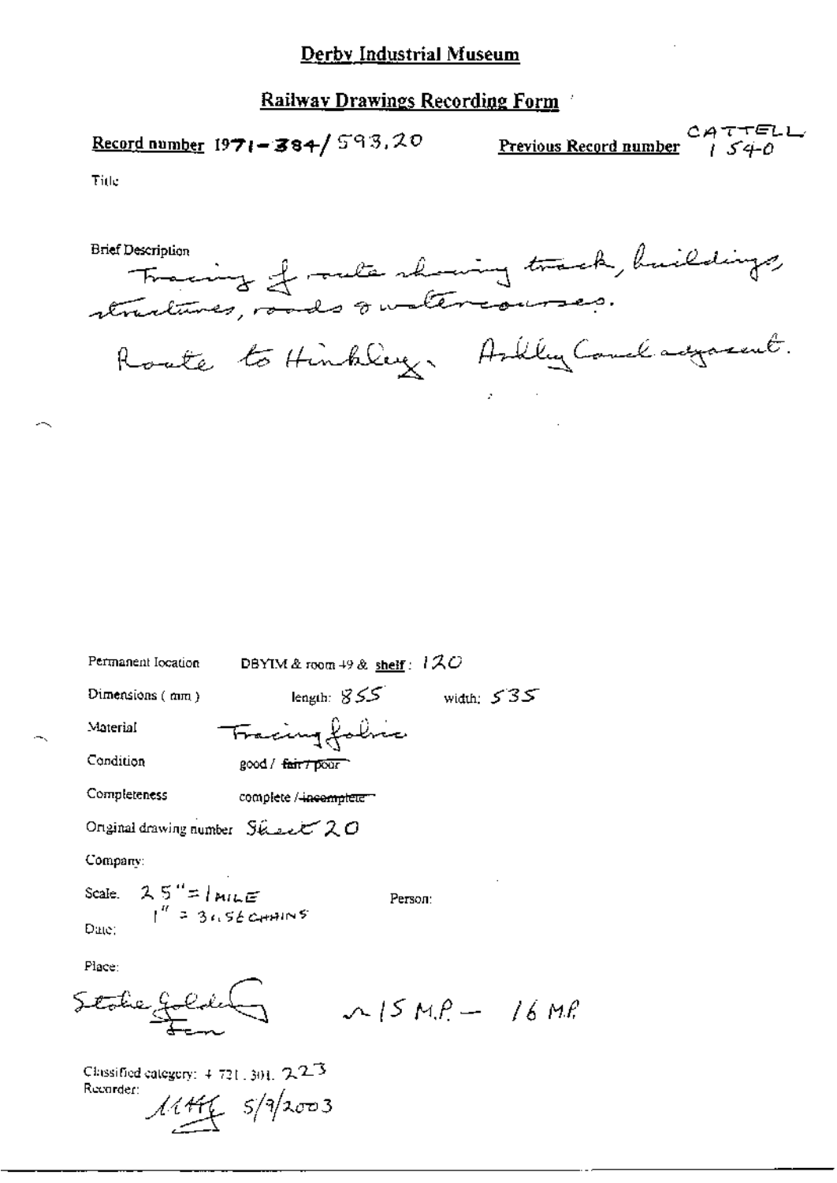# Derby Industrial Museum

## Railway Drawings Recording Form

**Record number** 1971-384/593.20

**Previous Record number** CATTELL 1540

Title

Brief Description
Tracing of route showing track, buildings, structures, roads & watercourses.
Route to Hinkley. Ashby Canal adjacent.

Permanent location: DBYIM & room 49 & **shelf**: 120

Dimensions (mm) length: 855 width: 535

Material: Tracing fabric

Condition: good / ~~fair / poor~~

Completeness: complete / ~~incomplete~~

Original drawing number: Sheet 20

Company:

Scale: 2.5" = 1 MILE
1" = 31.56 CHAINS

Person:

Date:

Place:
Stoke Golding
~15 M.P. – 16 M.P.

Classified category: 4 721.301. 223

Recorder: MHG 5/9/2003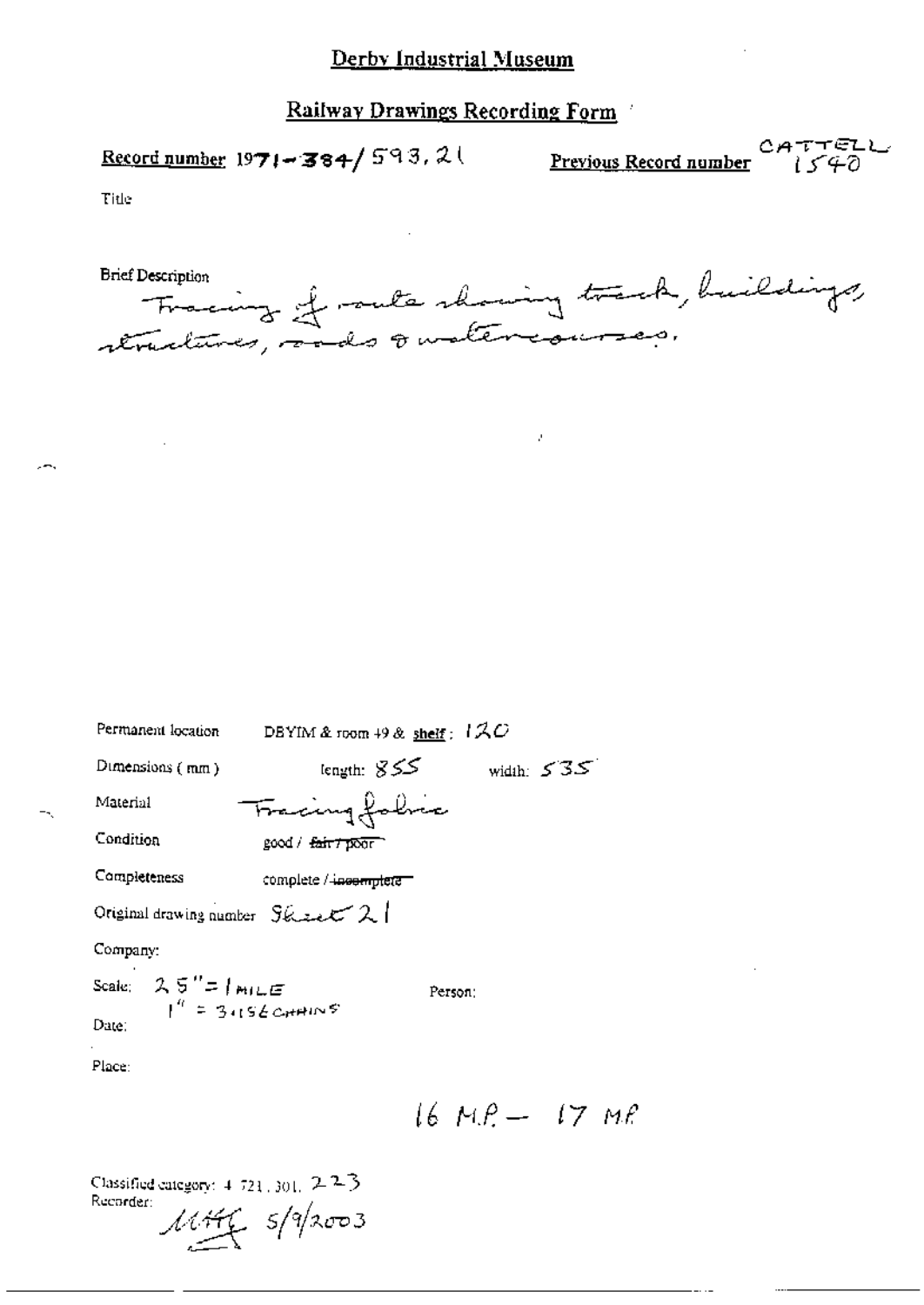# Derby Industrial Museum

## Railway Drawings Recording Form

**Record number** 1971-384/593,21 **Previous Record number** CATTELL 1540

Title

Brief Description
Tracing of route showing track, buildings, structures, roads & watercourses.

Permanent location DBYIM & room 49 & shelf: 120

Dimensions (mm) length: 855 width: 535

Material Tracing fabric

Condition good / ~~fair / poor~~

Completeness complete / ~~incomplete~~

Original drawing number Sheet 21

Company:

Scale: 25" = 1 MILE
1" = 3.156 CHAINS

Person:

Date:

Place:

16 M.P. – 17 M.P.

Classified category: 4.721.301. 223
Recorder: MHG 5/9/2003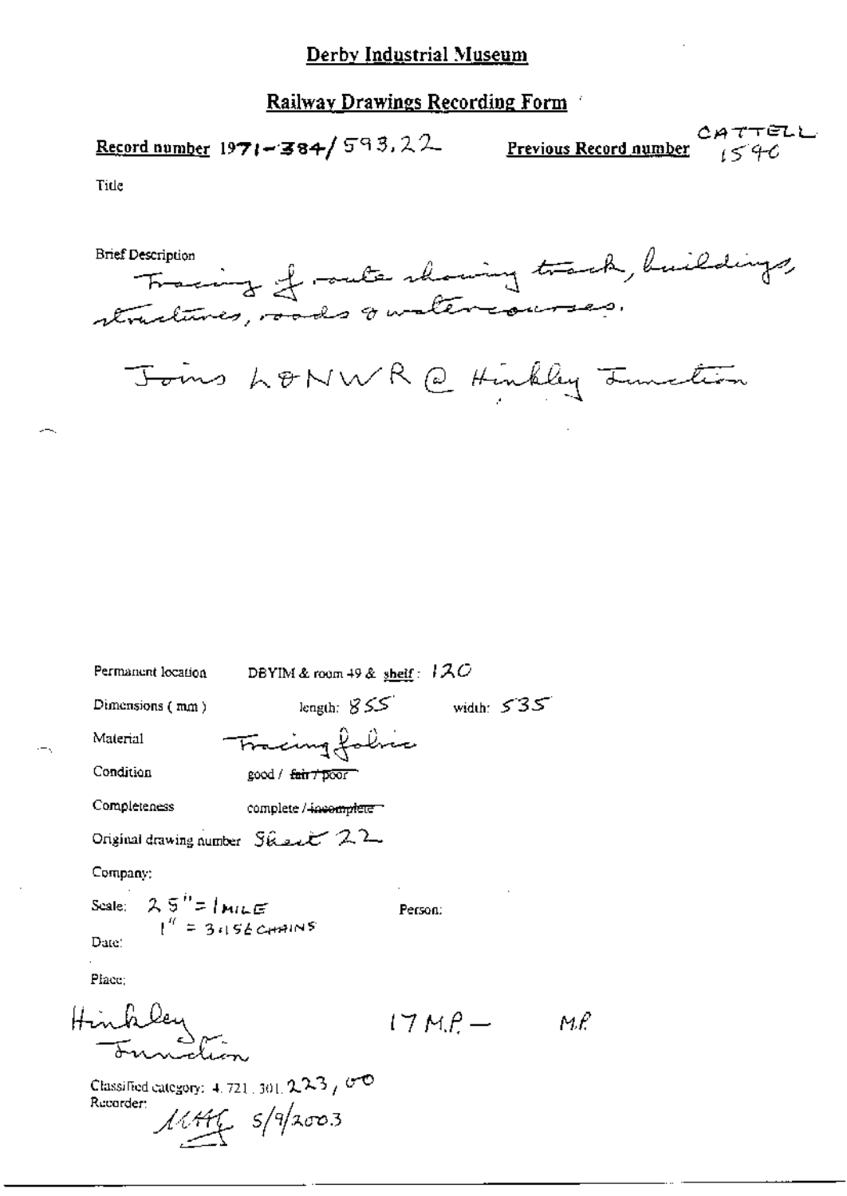## Derby Industrial Museum

### Railway Drawings Recording Form

**Record number** 1971-384/593,22 **Previous Record number** CATTELL 1546

Title

Brief Description
Tracing of route showing track, buildings, structures, roads & watercourses.

Joins L&NWR @ Hinkley Junction

Permanent location DBYIM & room 49 & shelf: 120

Dimensions (mm) length: 855 width: 535

Material Tracing fabric

Condition good / ~~fair / poor~~

Completeness complete / ~~incomplete~~

Original drawing number Sheet 22

Company:

Scale: 2.5" = 1 MILE
1" = 31.56 CHAINS

Person:

Date:

Place:

Hinkley Junction

17 M.P. — M.P.

Classified category: 4.721.301.223,00

Recorder: MHG 5/9/2003